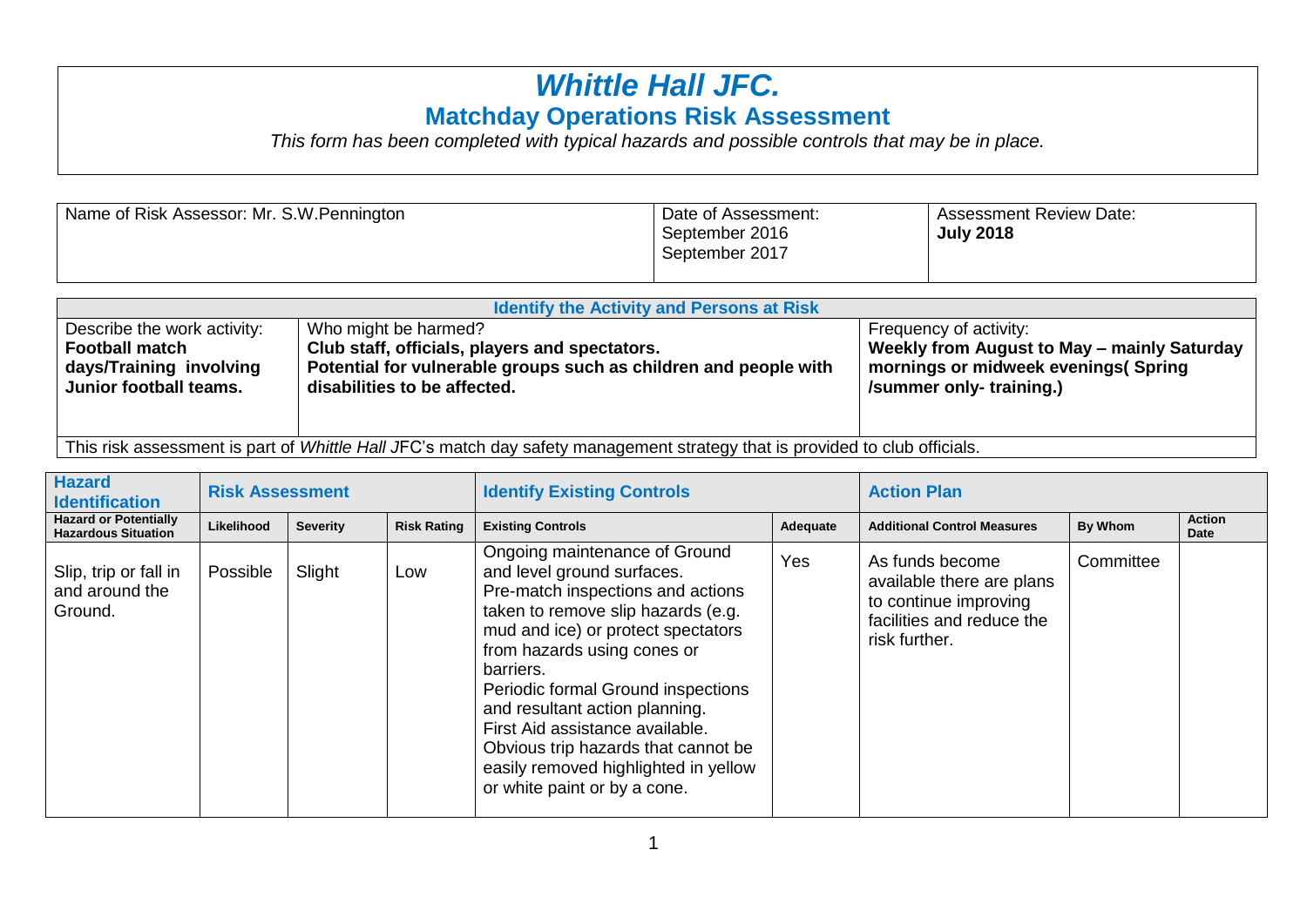# *Whittle Hall JFC.*

## Matchday Operations Risk Assessment

*This form has been completed with typical hazards and possible controls that may be in place.*

| Name of Risk Assessor: Mr. S.W.Pennington | Date of Assessment: September 2016 September 2017 | Assessment Review Date: **July 2018** |
|---|---|---|

| Identify the Activity and Persons at Risk | | |
|---|---|---|
| Describe the work activity: **Football match days/Training involving Junior football teams.** | Who might be harmed? **Club staff, officials, players and spectators. Potential for vulnerable groups such as children and people with disabilities to be affected.** | Frequency of activity: **Weekly from August to May – mainly Saturday mornings or midweek evenings( Spring /summer only- training.)** |
| This risk assessment is part of *Whittle Hall* JFC's match day safety management strategy that is provided to club officials. | | |

| Hazard Identification | Risk Assessment | | | Identify Existing Controls | | Action Plan | | |
|---|---|---|---|---|---|---|---|---|
| **Hazard or Potentially Hazardous Situation** | **Likelihood** | **Severity** | **Risk Rating** | **Existing Controls** | **Adequate** | **Additional Control Measures** | **By Whom** | **Action Date** |
| Slip, trip or fall in and around the Ground. | Possible | Slight | Low | Ongoing maintenance of Ground and level ground surfaces. Pre-match inspections and actions taken to remove slip hazards (e.g. mud and ice) or protect spectators from hazards using cones or barriers. Periodic formal Ground inspections and resultant action planning. First Aid assistance available. Obvious trip hazards that cannot be easily removed highlighted in yellow or white paint or by a cone. | Yes | As funds become available there are plans to continue improving facilities and reduce the risk further. | Committee | |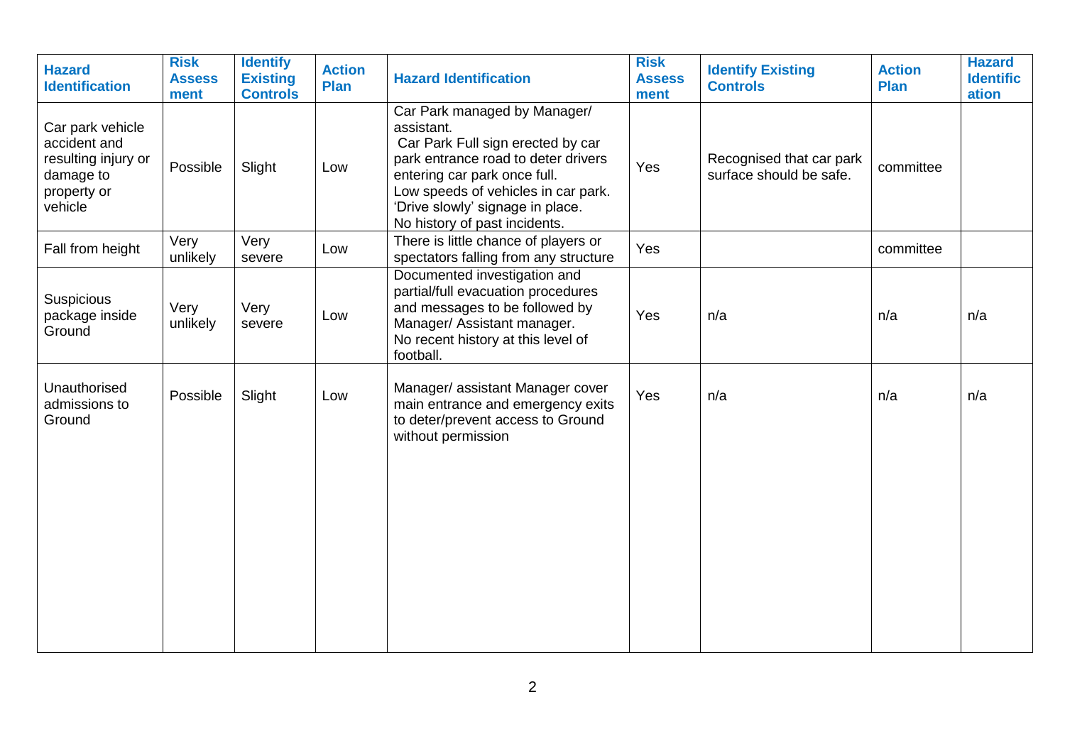| Hazard Identification | Risk Assess ment | Identify Existing Controls | Action Plan | Hazard Identification | Risk Assess ment | Identify Existing Controls | Action Plan | Hazard Identific ation |
|---|---|---|---|---|---|---|---|---|
| Car park vehicle accident and resulting injury or damage to property or vehicle | Possible | Slight | Low | Car Park managed by Manager/ assistant.<br>Car Park Full sign erected by car park entrance road to deter drivers entering car park once full.<br>Low speeds of vehicles in car park.<br>'Drive slowly' signage in place.<br>No history of past incidents. | Yes | Recognised that car park surface should be safe. | committee | |
| Fall from height | Very unlikely | Very severe | Low | There is little chance of players or spectators falling from any structure | Yes | | committee | |
| Suspicious package inside Ground | Very unlikely | Very severe | Low | Documented investigation and partial/full evacuation procedures and messages to be followed by Manager/ Assistant manager.<br>No recent history at this level of football. | Yes | n/a | n/a | n/a |
| Unauthorised admissions to Ground | Possible | Slight | Low | Manager/ assistant Manager cover main entrance and emergency exits to deter/prevent access to Ground without permission | Yes | n/a | n/a | n/a |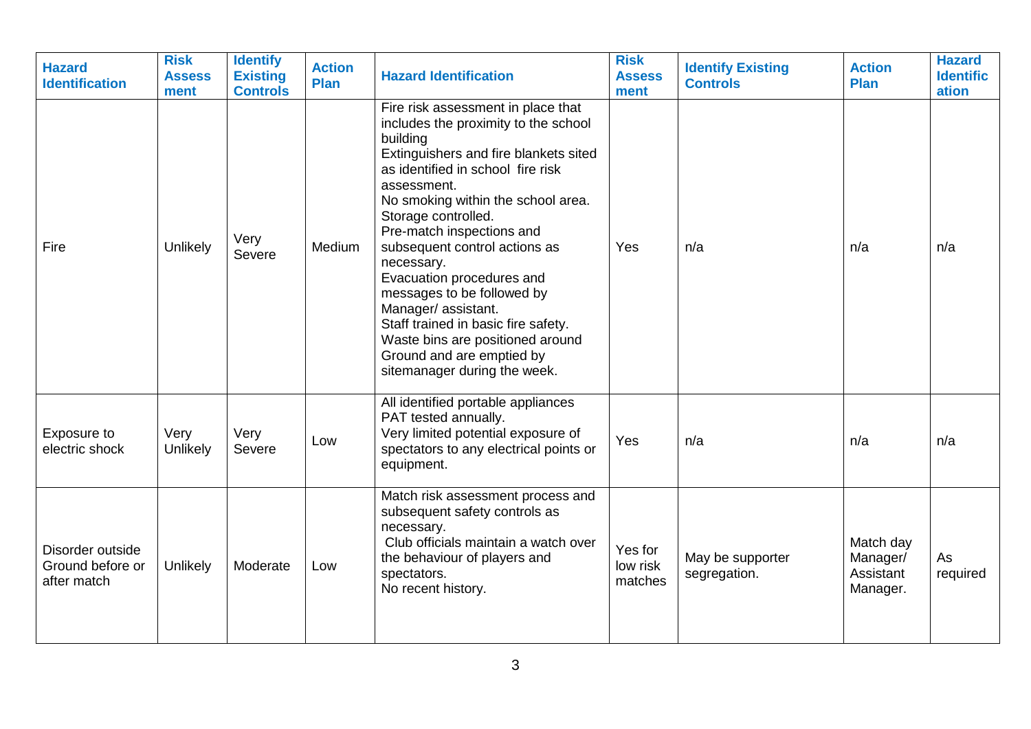| Hazard Identification | Risk Assess ment | Identify Existing Controls | Action Plan | Hazard Identification | Risk Assess ment | Identify Existing Controls | Action Plan | Hazard Identific ation |
|---|---|---|---|---|---|---|---|---|
| Fire | Unlikely | Very Severe | Medium | Fire risk assessment in place that includes the proximity to the school building<br>Extinguishers and fire blankets sited as identified in school fire risk assessment.<br>No smoking within the school area.<br>Storage controlled.<br>Pre-match inspections and subsequent control actions as necessary.<br>Evacuation procedures and messages to be followed by Manager/ assistant.<br>Staff trained in basic fire safety.<br>Waste bins are positioned around Ground and are emptied by sitemanager during the week. | Yes | n/a | n/a | n/a |
| Exposure to electric shock | Very Unlikely | Very Severe | Low | All identified portable appliances PAT tested annually.<br>Very limited potential exposure of spectators to any electrical points or equipment. | Yes | n/a | n/a | n/a |
| Disorder outside Ground before or after match | Unlikely | Moderate | Low | Match risk assessment process and subsequent safety controls as necessary.<br>Club officials maintain a watch over the behaviour of players and spectators.<br>No recent history. | Yes for low risk matches | May be supporter segregation. | Match day Manager/ Assistant Manager. | As required |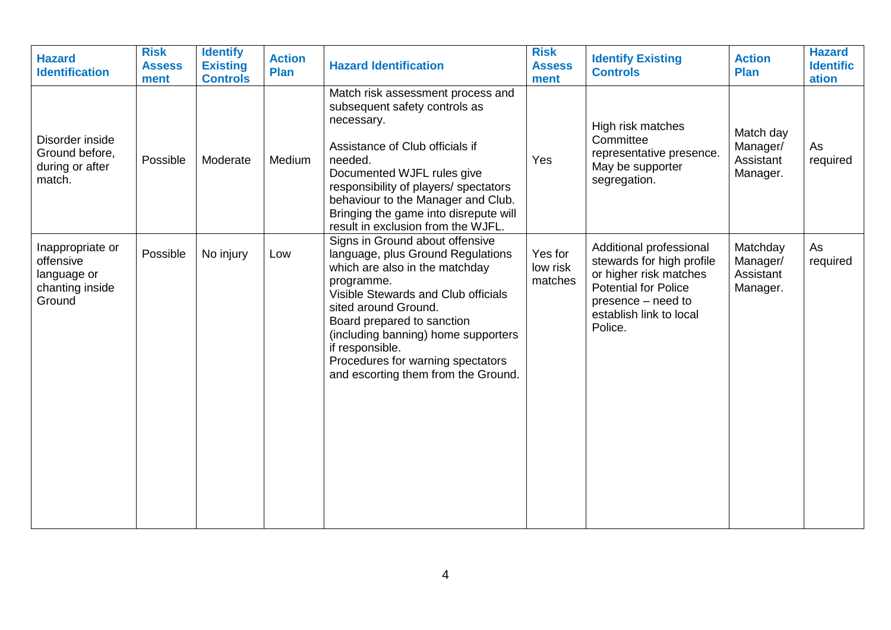| Hazard Identification | Risk Assessment | Identify Existing Controls | Action Plan | Hazard Identification | Risk Assessment | Identify Existing Controls | Action Plan | Hazard Identification |
|---|---|---|---|---|---|---|---|---|
| Disorder inside Ground before, during or after match. | Possible | Moderate | Medium | Match risk assessment process and subsequent safety controls as necessary.<br><br>Assistance of Club officials if needed.<br>Documented WJFL rules give responsibility of players/ spectators behaviour to the Manager and Club. Bringing the game into disrepute will result in exclusion from the WJFL. | Yes | High risk matches Committee representative presence. May be supporter segregation. | Match day Manager/ Assistant Manager. | As required |
| Inappropriate or offensive language or chanting inside Ground | Possible | No injury | Low | Signs in Ground about offensive language, plus Ground Regulations which are also in the matchday programme.<br>Visible Stewards and Club officials sited around Ground.<br>Board prepared to sanction (including banning) home supporters if responsible.<br>Procedures for warning spectators and escorting them from the Ground. | Yes for low risk matches | Additional professional stewards for high profile or higher risk matches Potential for Police presence – need to establish link to local Police. | Matchday Manager/ Assistant Manager. | As required |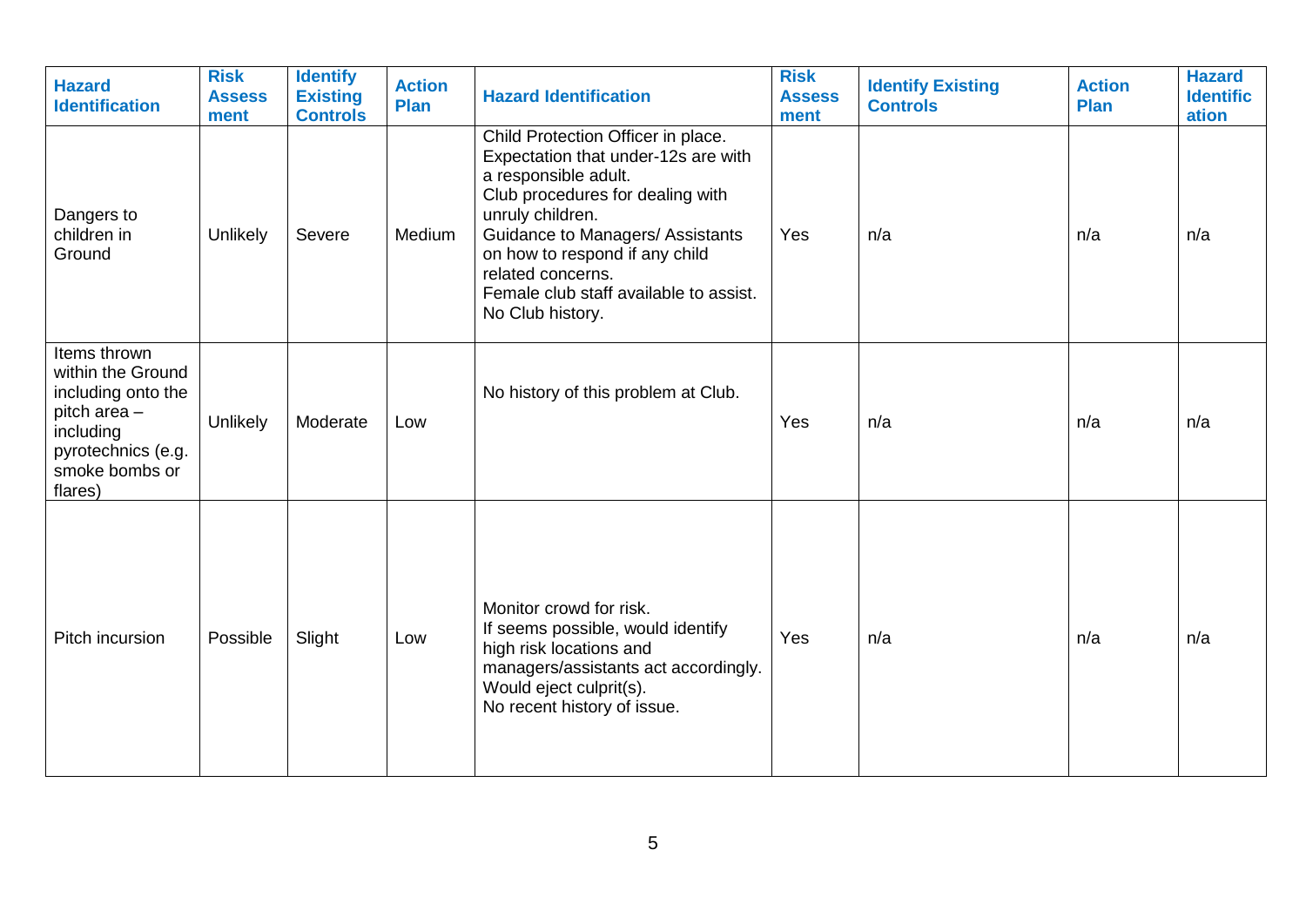| Hazard Identification | Risk Assessment | Identify Existing Controls | Action Plan | Hazard Identification | Risk Assessment | Identify Existing Controls | Action Plan | Hazard Identification |
|---|---|---|---|---|---|---|---|---|
| Dangers to children in Ground | Unlikely | Severe | Medium | Child Protection Officer in place.<br>Expectation that under-12s are with a responsible adult.<br>Club procedures for dealing with unruly children.<br>Guidance to Managers/ Assistants on how to respond if any child related concerns.<br>Female club staff available to assist.<br>No Club history. | Yes | n/a | n/a | n/a |
| Items thrown within the Ground including onto the pitch area – including pyrotechnics (e.g. smoke bombs or flares) | Unlikely | Moderate | Low | No history of this problem at Club. | Yes | n/a | n/a | n/a |
| Pitch incursion | Possible | Slight | Low | Monitor crowd for risk.<br>If seems possible, would identify high risk locations and managers/assistants act accordingly.<br>Would eject culprit(s).<br>No recent history of issue. | Yes | n/a | n/a | n/a |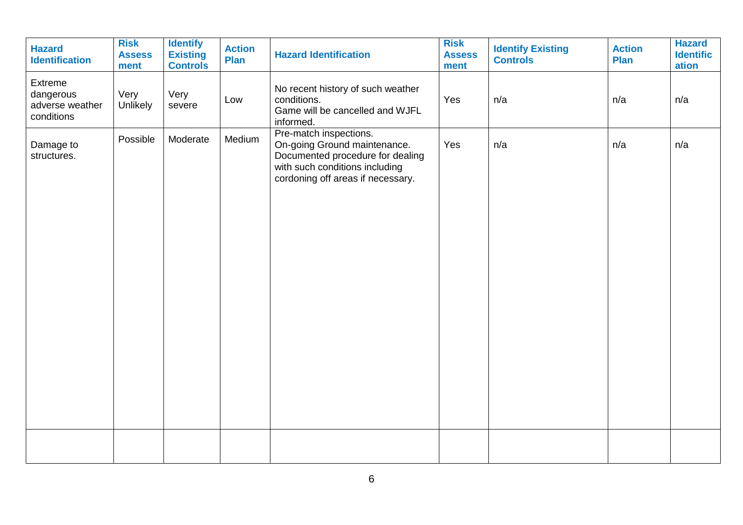| Hazard Identification | Risk Assessment | Identify Existing Controls | Action Plan | Hazard Identification | Risk Assessment | Identify Existing Controls | Action Plan | Hazard Identification |
|---|---|---|---|---|---|---|---|---|
| Extreme dangerous adverse weather conditions | Very Unlikely | Very severe | Low | No recent history of such weather conditions.<br>Game will be cancelled and WJFL informed. | Yes | n/a | n/a | n/a |
| Damage to structures. | Possible | Moderate | Medium | Pre-match inspections.<br>On-going Ground maintenance.<br>Documented procedure for dealing with such conditions including cordoning off areas if necessary. | Yes | n/a | n/a | n/a |
| | | | | | | | | |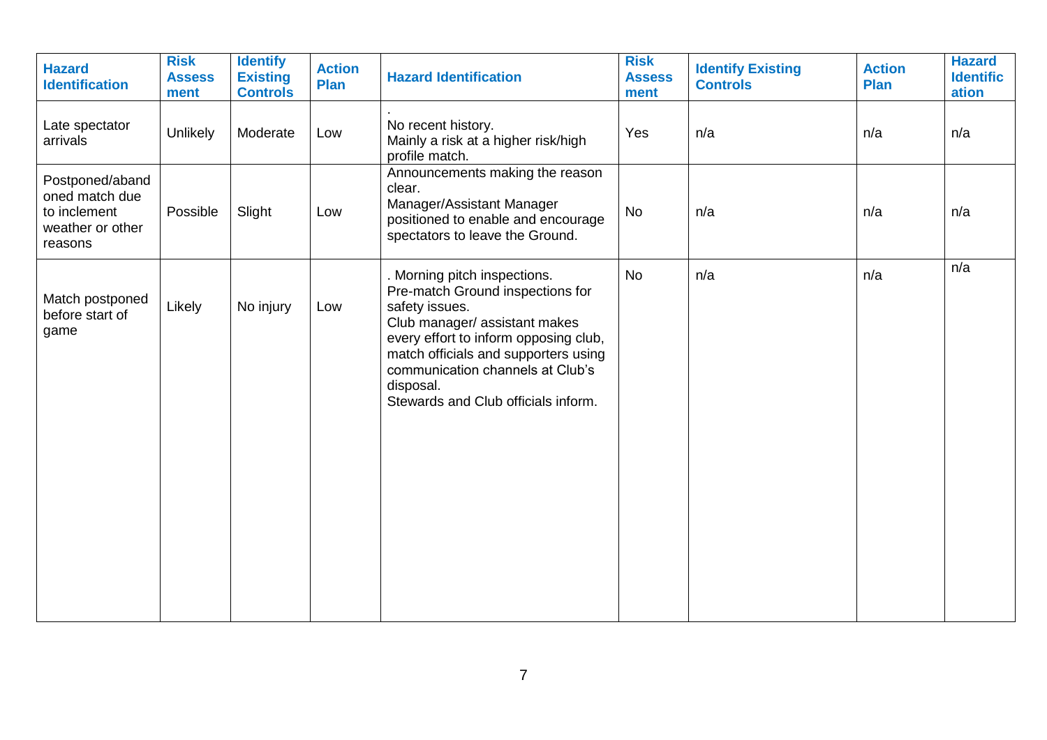| Hazard Identification | Risk Assessment | Identify Existing Controls | Action Plan | Hazard Identification | Risk Assessment | Identify Existing Controls | Action Plan | Hazard Identification |
|---|---|---|---|---|---|---|---|---|
| Late spectator arrivals | Unlikely | Moderate | Low | . No recent history. Mainly a risk at a higher risk/high profile match. | Yes | n/a | n/a | n/a |
| Postponed/abandoned match due to inclement weather or other reasons | Possible | Slight | Low | Announcements making the reason clear. Manager/Assistant Manager positioned to enable and encourage spectators to leave the Ground. | No | n/a | n/a | n/a |
| Match postponed before start of game | Likely | No injury | Low | . Morning pitch inspections. Pre-match Ground inspections for safety issues. Club manager/ assistant makes every effort to inform opposing club, match officials and supporters using communication channels at Club's disposal. Stewards and Club officials inform. | No | n/a | n/a | n/a |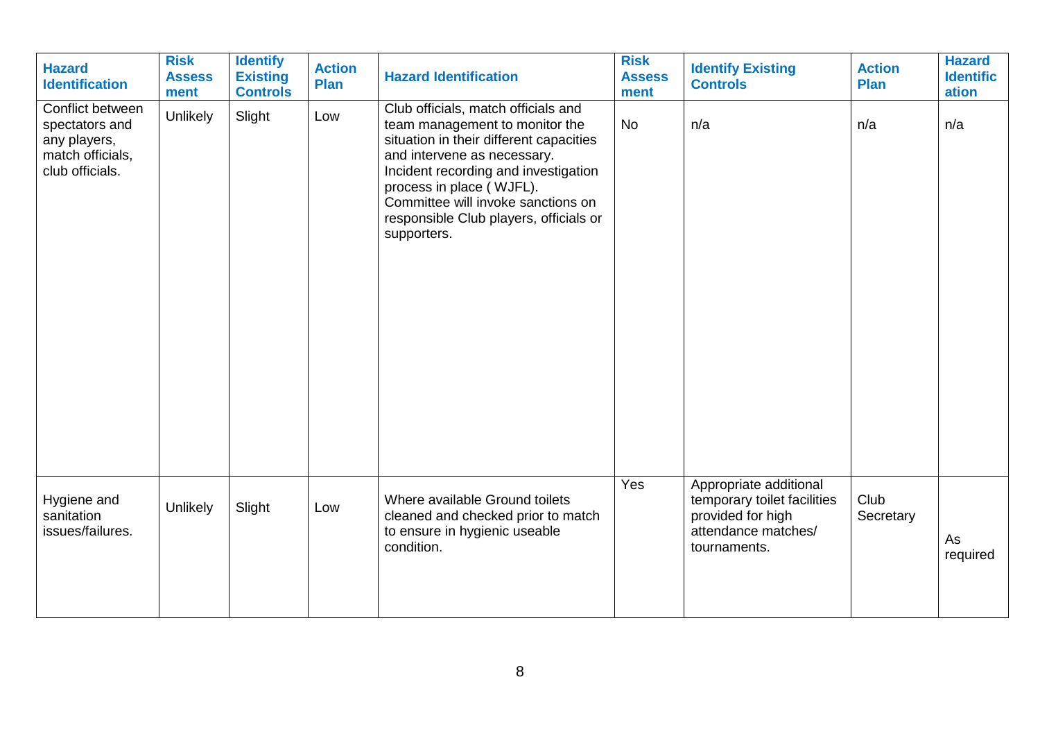| Hazard Identification | Risk Assess ment | Identify Existing Controls | Action Plan | Hazard Identification | Risk Assess ment | Identify Existing Controls | Action Plan | Hazard Identific ation |
|---|---|---|---|---|---|---|---|---|
| Conflict between spectators and any players, match officials, club officials. | Unlikely | Slight | Low | Club officials, match officials and team management to monitor the situation in their different capacities and intervene as necessary. Incident recording and investigation process in place ( WJFL). Committee will invoke sanctions on responsible Club players, officials or supporters. | No | n/a | n/a | n/a |
| Hygiene and sanitation issues/failures. | Unlikely | Slight | Low | Where available Ground toilets cleaned and checked prior to match to ensure in hygienic useable condition. | Yes | Appropriate additional temporary toilet facilities provided for high attendance matches/ tournaments. | Club Secretary | As required |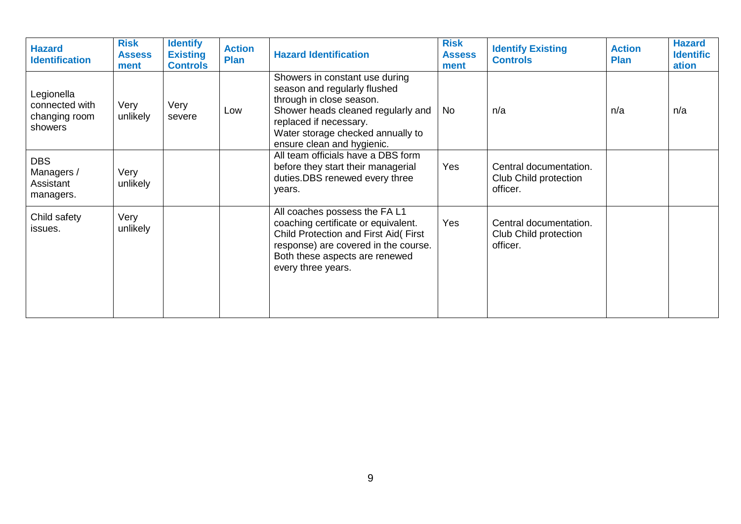| Hazard Identification | Risk Assess ment | Identify Existing Controls | Action Plan | Hazard Identification | Risk Assess ment | Identify Existing Controls | Action Plan | Hazard Identific ation |
|---|---|---|---|---|---|---|---|---|
| Legionella connected with changing room showers | Very unlikely | Very severe | Low | Showers in constant use during season and regularly flushed through in close season.<br>Shower heads cleaned regularly and replaced if necessary.<br>Water storage checked annually to ensure clean and hygienic. | No | n/a | n/a | n/a |
| DBS Managers / Assistant managers. | Very unlikely | | | All team officials have a DBS form before they start their managerial duties.DBS renewed every three years. | Yes | Central documentation. Club Child protection officer. | | |
| Child safety issues. | Very unlikely | | | All coaches possess the FA L1 coaching certificate or equivalent. Child Protection and First Aid( First response) are covered in the course. Both these aspects are renewed every three years. | Yes | Central documentation. Club Child protection officer. | | |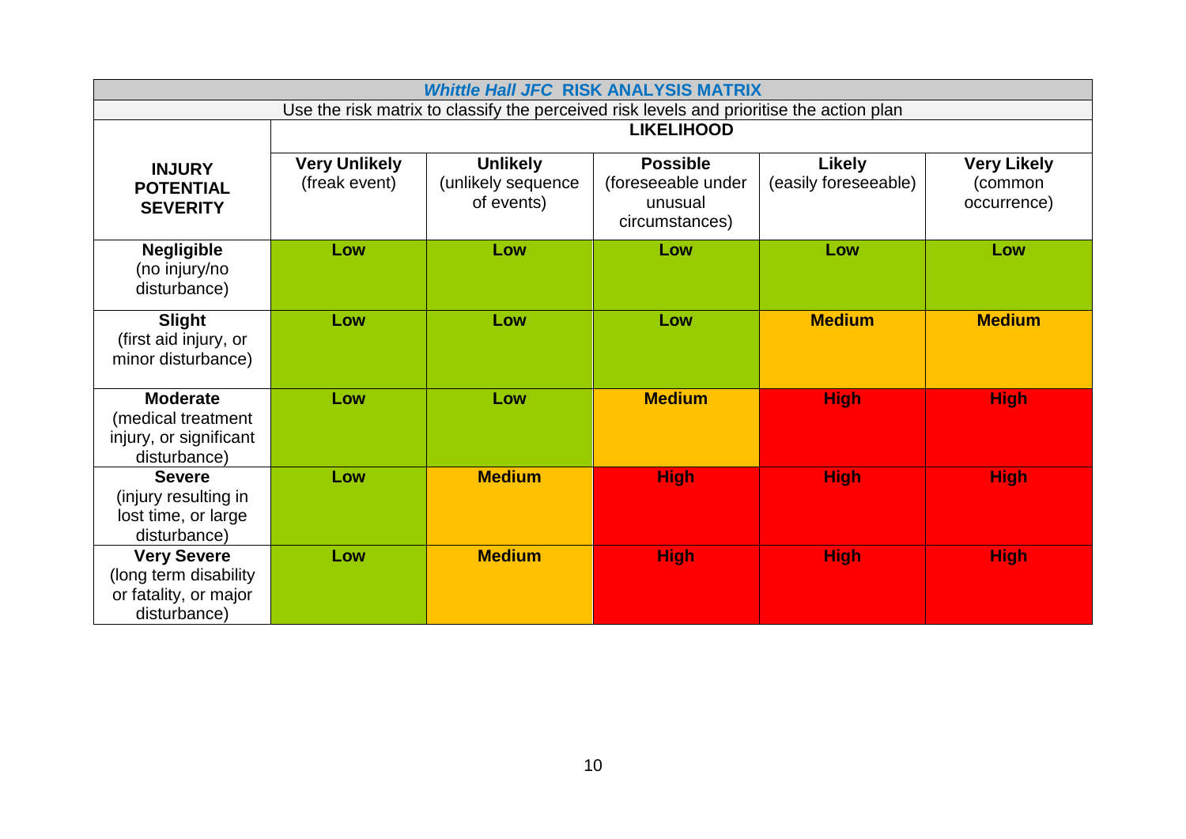| ***Whittle Hall JFC*** **RISK ANALYSIS MATRIX** | | | | | |
|---|---|---|---|---|---|
| Use the risk matrix to classify the perceived risk levels and prioritise the action plan | | | | | |
| **INJURY POTENTIAL SEVERITY** | **LIKELIHOOD** | | | | |
| | **Very Unlikely** (freak event) | **Unlikely** (unlikely sequence of events) | **Possible** (foreseeable under unusual circumstances) | **Likely** (easily foreseeable) | **Very Likely** (common occurrence) |
| **Negligible** (no injury/no disturbance) | **Low** | **Low** | **Low** | **Low** | **Low** |
| **Slight** (first aid injury, or minor disturbance) | **Low** | **Low** | **Low** | **Medium** | **Medium** |
| **Moderate** (medical treatment injury, or significant disturbance) | **Low** | **Low** | **Medium** | **High** | **High** |
| **Severe** (injury resulting in lost time, or large disturbance) | **Low** | **Medium** | **High** | **High** | **High** |
| **Very Severe** (long term disability or fatality, or major disturbance) | **Low** | **Medium** | **High** | **High** | **High** |